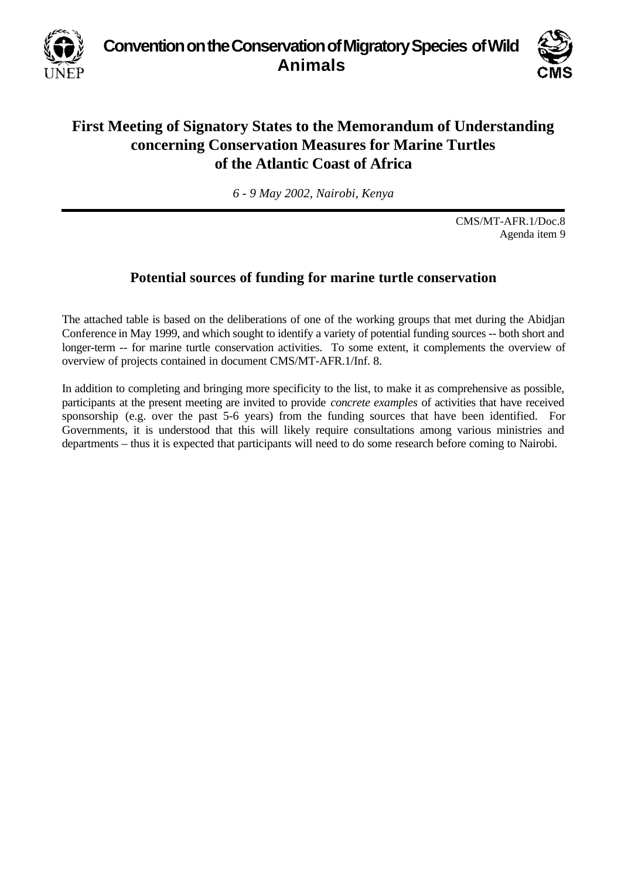# Convention on the Conservation of Migratory Species of Wild Animals

UNEP  CMS

## First Meeting of Signatory States to the Memorandum of Understanding concerning Conservation Measures for Marine Turtles of the Atlantic Coast of Africa

*6 - 9 May 2002, Nairobi, Kenya*

CMS/MT-AFR.1/Doc.8
Agenda item 9

### Potential sources of funding for marine turtle conservation

The attached table is based on the deliberations of one of the working groups that met during the Abidjan Conference in May 1999, and which sought to identify a variety of potential funding sources -- both short and longer-term -- for marine turtle conservation activities. To some extent, it complements the overview of overview of projects contained in document CMS/MT-AFR.1/Inf. 8.

In addition to completing and bringing more specificity to the list, to make it as comprehensive as possible, participants at the present meeting are invited to provide *concrete examples* of activities that have received sponsorship (e.g. over the past 5-6 years) from the funding sources that have been identified. For Governments, it is understood that this will likely require consultations among various ministries and departments – thus it is expected that participants will need to do some research before coming to Nairobi.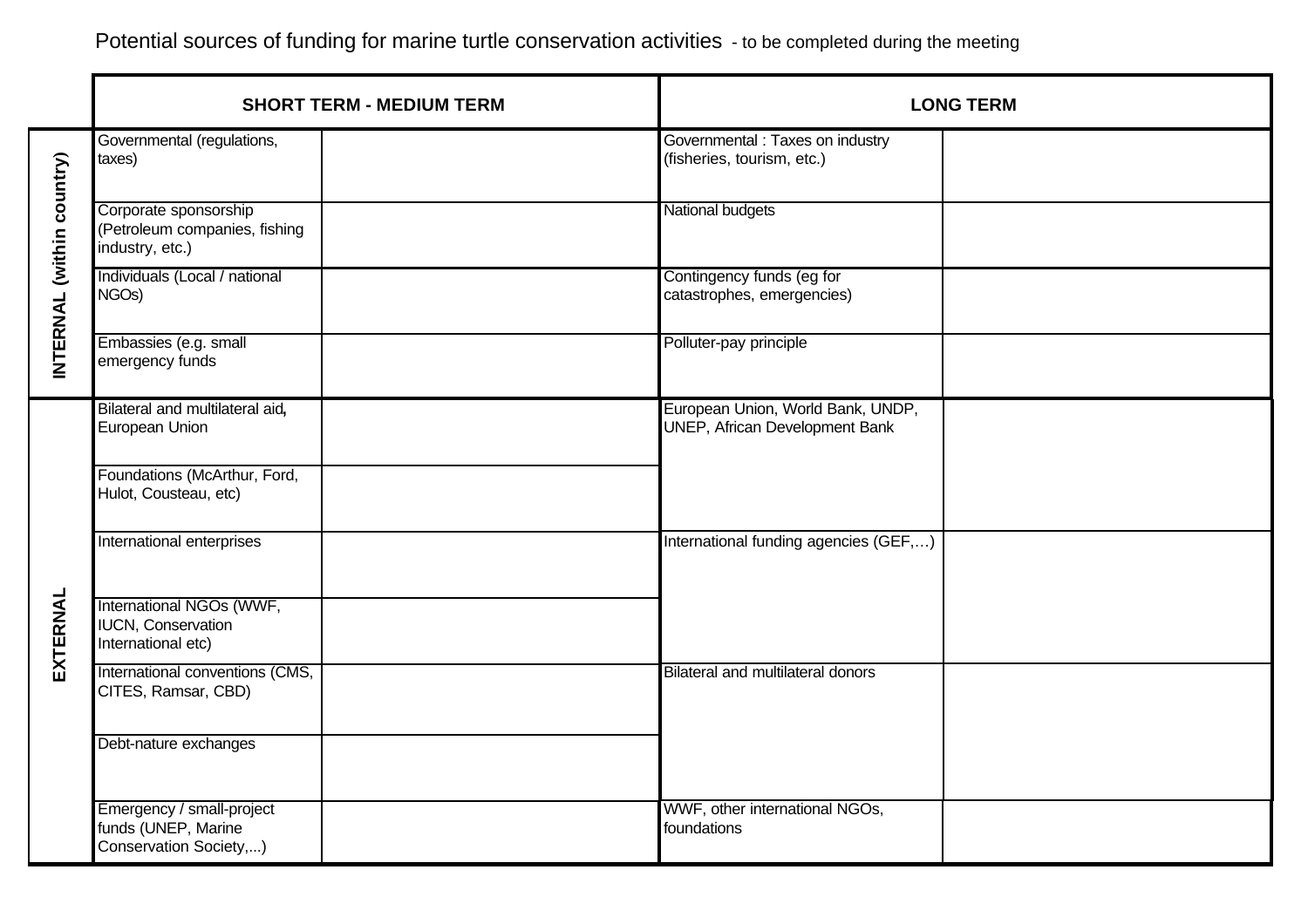Potential sources of funding for marine turtle conservation activities - to be completed during the meeting

| | SHORT TERM - MEDIUM TERM | | LONG TERM | |
|---|---|---|---|---|
| INTERNAL (within country) | Governmental (regulations, taxes) | | Governmental : Taxes on industry (fisheries, tourism, etc.) | |
| | Corporate sponsorship (Petroleum companies, fishing industry, etc.) | | National budgets | |
| | Individuals (Local / national NGOs) | | Contingency funds (eg for catastrophes, emergencies) | |
| | Embassies (e.g. small emergency funds | | Polluter-pay principle | |
| EXTERNAL | Bilateral and multilateral aid, European Union | | European Union, World Bank, UNDP, UNEP, African Development Bank | |
| | Foundations (McArthur, Ford, Hulot, Cousteau, etc) | | | |
| | International enterprises | | International funding agencies (GEF,…) | |
| | International NGOs (WWF, IUCN, Conservation International etc) | | | |
| | International conventions (CMS, CITES, Ramsar, CBD) | | Bilateral and multilateral donors | |
| | Debt-nature exchanges | | | |
| | Emergency / small-project funds (UNEP, Marine Conservation Society,...) | | WWF, other international NGOs, foundations | |